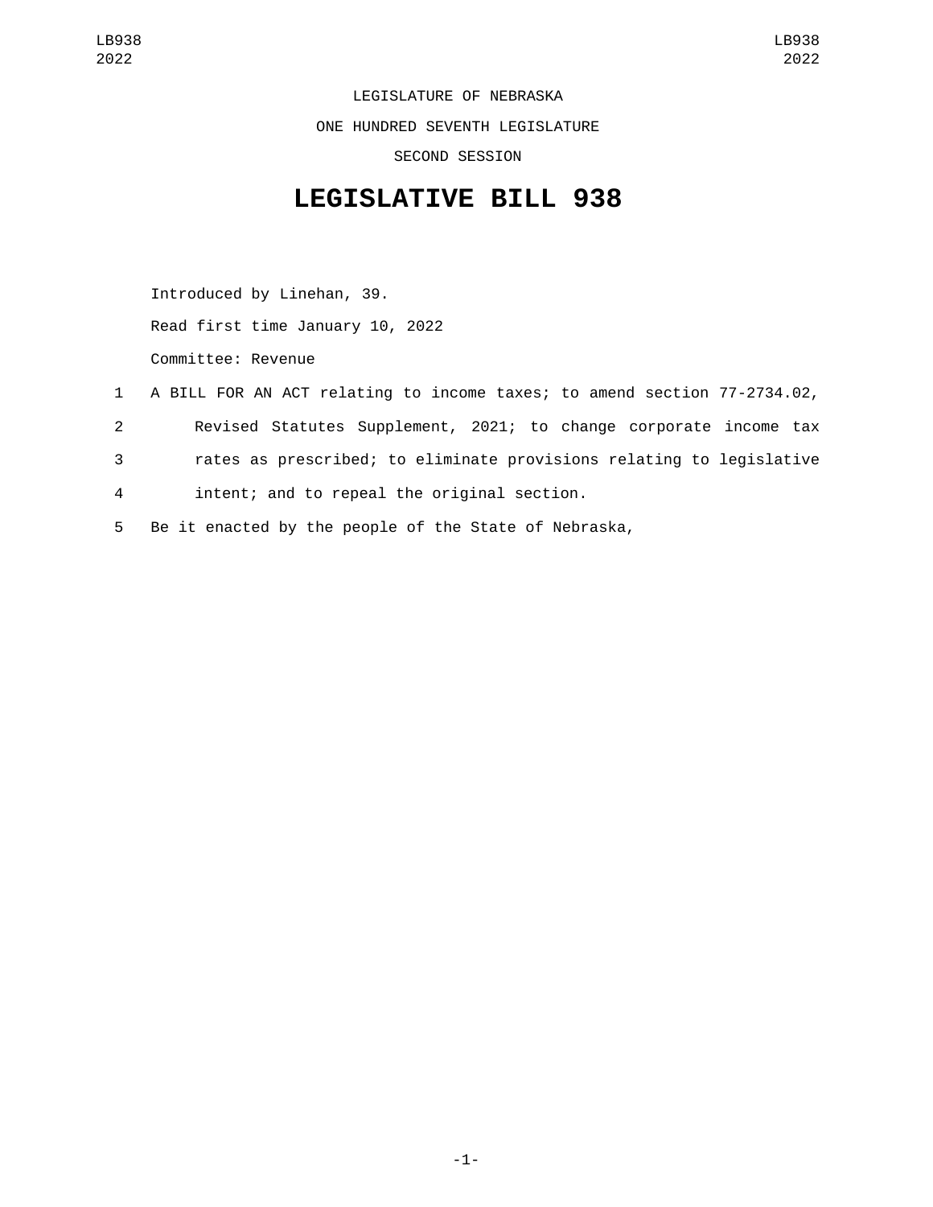LEGISLATURE OF NEBRASKA

ONE HUNDRED SEVENTH LEGISLATURE

SECOND SESSION

# LEGISLATIVE BILL 938

Introduced by Linehan, 39.

Read first time January 10, 2022

Committee: Revenue

1 A BILL FOR AN ACT relating to income taxes; to amend section 77-2734.02,
2 Revised Statutes Supplement, 2021; to change corporate income tax
3 rates as prescribed; to eliminate provisions relating to legislative
4 intent; and to repeal the original section.
5 Be it enacted by the people of the State of Nebraska,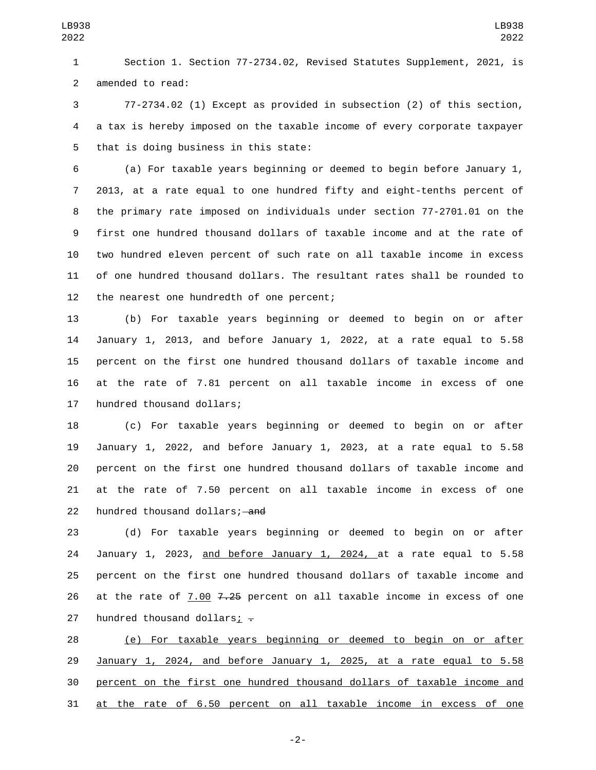Section 1. Section 77-2734.02, Revised Statutes Supplement, 2021, is amended to read:

77-2734.02 (1) Except as provided in subsection (2) of this section, a tax is hereby imposed on the taxable income of every corporate taxpayer that is doing business in this state:

(a) For taxable years beginning or deemed to begin before January 1, 2013, at a rate equal to one hundred fifty and eight-tenths percent of the primary rate imposed on individuals under section 77-2701.01 on the first one hundred thousand dollars of taxable income and at the rate of two hundred eleven percent of such rate on all taxable income in excess of one hundred thousand dollars. The resultant rates shall be rounded to the nearest one hundredth of one percent;

(b) For taxable years beginning or deemed to begin on or after January 1, 2013, and before January 1, 2022, at a rate equal to 5.58 percent on the first one hundred thousand dollars of taxable income and at the rate of 7.81 percent on all taxable income in excess of one hundred thousand dollars;

(c) For taxable years beginning or deemed to begin on or after January 1, 2022, and before January 1, 2023, at a rate equal to 5.58 percent on the first one hundred thousand dollars of taxable income and at the rate of 7.50 percent on all taxable income in excess of one hundred thousand dollars; ~~and~~

(d) For taxable years beginning or deemed to begin on or after January 1, 2023, <u>and before January 1, 2024,</u> at a rate equal to 5.58 percent on the first one hundred thousand dollars of taxable income and at the rate of <u>7.00</u> ~~7.25~~ percent on all taxable income in excess of one hundred thousand dollars<u>;</u> ~~.~~

<u>(e) For taxable years beginning or deemed to begin on or after January 1, 2024, and before January 1, 2025, at a rate equal to 5.58 percent on the first one hundred thousand dollars of taxable income and at the rate of 6.50 percent on all taxable income in excess of one</u>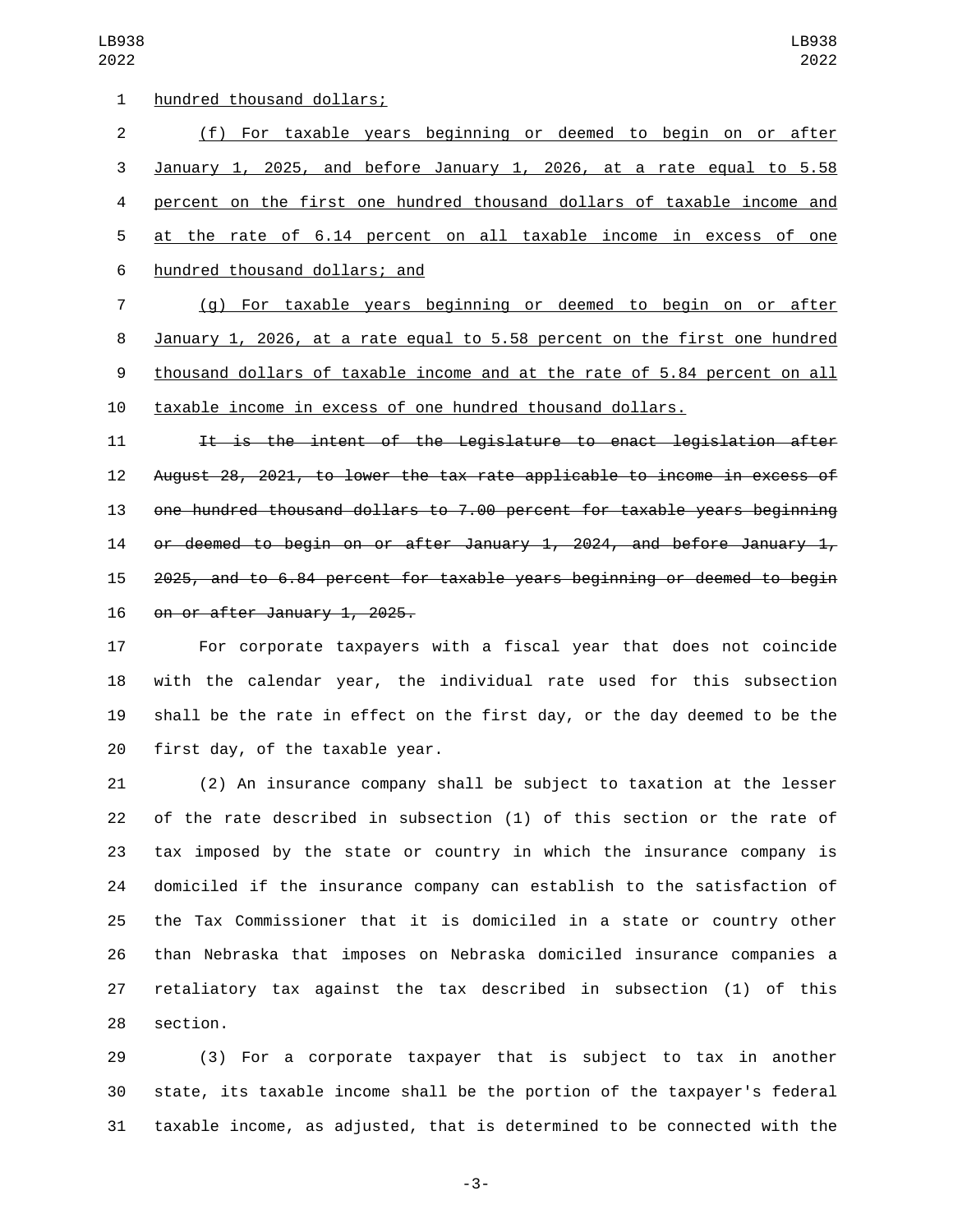hundred thousand dollars;

(f) For taxable years beginning or deemed to begin on or after January 1, 2025, and before January 1, 2026, at a rate equal to 5.58 percent on the first one hundred thousand dollars of taxable income and at the rate of 6.14 percent on all taxable income in excess of one hundred thousand dollars; and

(g) For taxable years beginning or deemed to begin on or after January 1, 2026, at a rate equal to 5.58 percent on the first one hundred thousand dollars of taxable income and at the rate of 5.84 percent on all taxable income in excess of one hundred thousand dollars.

~~It is the intent of the Legislature to enact legislation after August 28, 2021, to lower the tax rate applicable to income in excess of one hundred thousand dollars to 7.00 percent for taxable years beginning or deemed to begin on or after January 1, 2024, and before January 1, 2025, and to 6.84 percent for taxable years beginning or deemed to begin on or after January 1, 2025.~~

For corporate taxpayers with a fiscal year that does not coincide with the calendar year, the individual rate used for this subsection shall be the rate in effect on the first day, or the day deemed to be the first day, of the taxable year.

(2) An insurance company shall be subject to taxation at the lesser of the rate described in subsection (1) of this section or the rate of tax imposed by the state or country in which the insurance company is domiciled if the insurance company can establish to the satisfaction of the Tax Commissioner that it is domiciled in a state or country other than Nebraska that imposes on Nebraska domiciled insurance companies a retaliatory tax against the tax described in subsection (1) of this section.

(3) For a corporate taxpayer that is subject to tax in another state, its taxable income shall be the portion of the taxpayer's federal taxable income, as adjusted, that is determined to be connected with the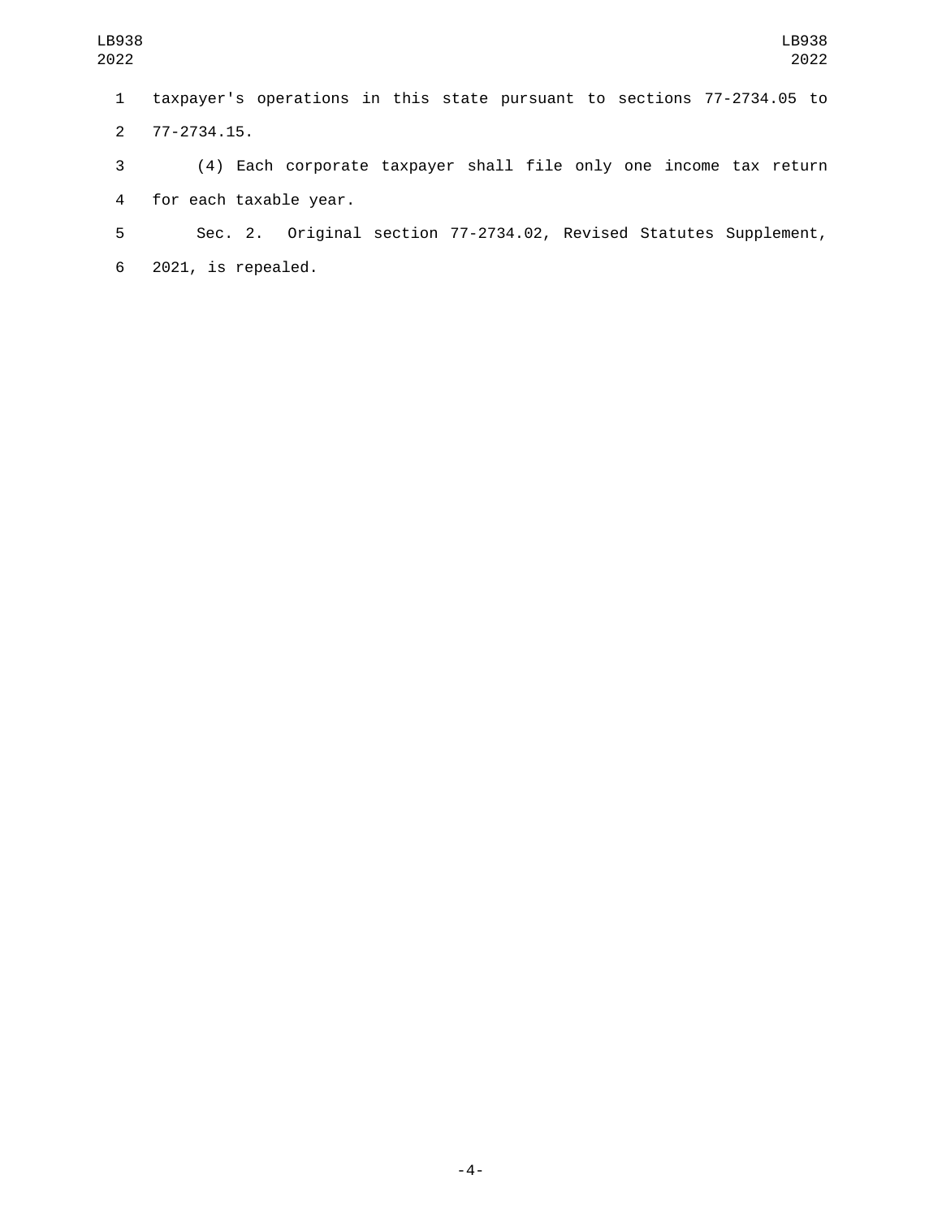taxpayer's operations in this state pursuant to sections 77-2734.05 to 77-2734.15.

(4) Each corporate taxpayer shall file only one income tax return for each taxable year.

Sec. 2. Original section 77-2734.02, Revised Statutes Supplement, 2021, is repealed.